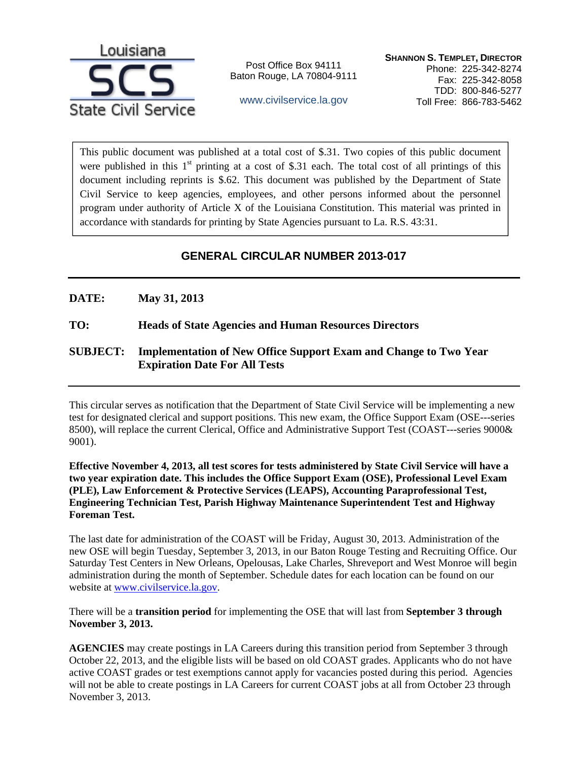Louisiana SCS State Civil Service

Post Office Box 94111
Baton Rouge, LA 70804-9111

www.civilservice.la.gov

**SHANNON S. TEMPLET, DIRECTOR**
Phone: 225-342-8274
Fax: 225-342-8058
TDD: 800-846-5277
Toll Free: 866-783-5462

This public document was published at a total cost of $.31. Two copies of this public document were published in this 1st printing at a cost of $.31 each. The total cost of all printings of this document including reprints is $.62. This document was published by the Department of State Civil Service to keep agencies, employees, and other persons informed about the personnel program under authority of Article X of the Louisiana Constitution. This material was printed in accordance with standards for printing by State Agencies pursuant to La. R.S. 43:31.

## GENERAL CIRCULAR NUMBER 2013-017

---

**DATE:** **May 31, 2013**

**TO:** **Heads of State Agencies and Human Resources Directors**

**SUBJECT:** **Implementation of New Office Support Exam and Change to Two Year Expiration Date For All Tests**

---

This circular serves as notification that the Department of State Civil Service will be implementing a new test for designated clerical and support positions. This new exam, the Office Support Exam (OSE---series 8500), will replace the current Clerical, Office and Administrative Support Test (COAST---series 9000& 9001).

**Effective November 4, 2013, all test scores for tests administered by State Civil Service will have a two year expiration date. This includes the Office Support Exam (OSE), Professional Level Exam (PLE), Law Enforcement & Protective Services (LEAPS), Accounting Paraprofessional Test, Engineering Technician Test, Parish Highway Maintenance Superintendent Test and Highway Foreman Test.**

The last date for administration of the COAST will be Friday, August 30, 2013. Administration of the new OSE will begin Tuesday, September 3, 2013, in our Baton Rouge Testing and Recruiting Office. Our Saturday Test Centers in New Orleans, Opelousas, Lake Charles, Shreveport and West Monroe will begin administration during the month of September. Schedule dates for each location can be found on our website at www.civilservice.la.gov.

There will be a **transition period** for implementing the OSE that will last from **September 3 through November 3, 2013.**

**AGENCIES** may create postings in LA Careers during this transition period from September 3 through October 22, 2013, and the eligible lists will be based on old COAST grades. Applicants who do not have active COAST grades or test exemptions cannot apply for vacancies posted during this period. Agencies will not be able to create postings in LA Careers for current COAST jobs at all from October 23 through November 3, 2013.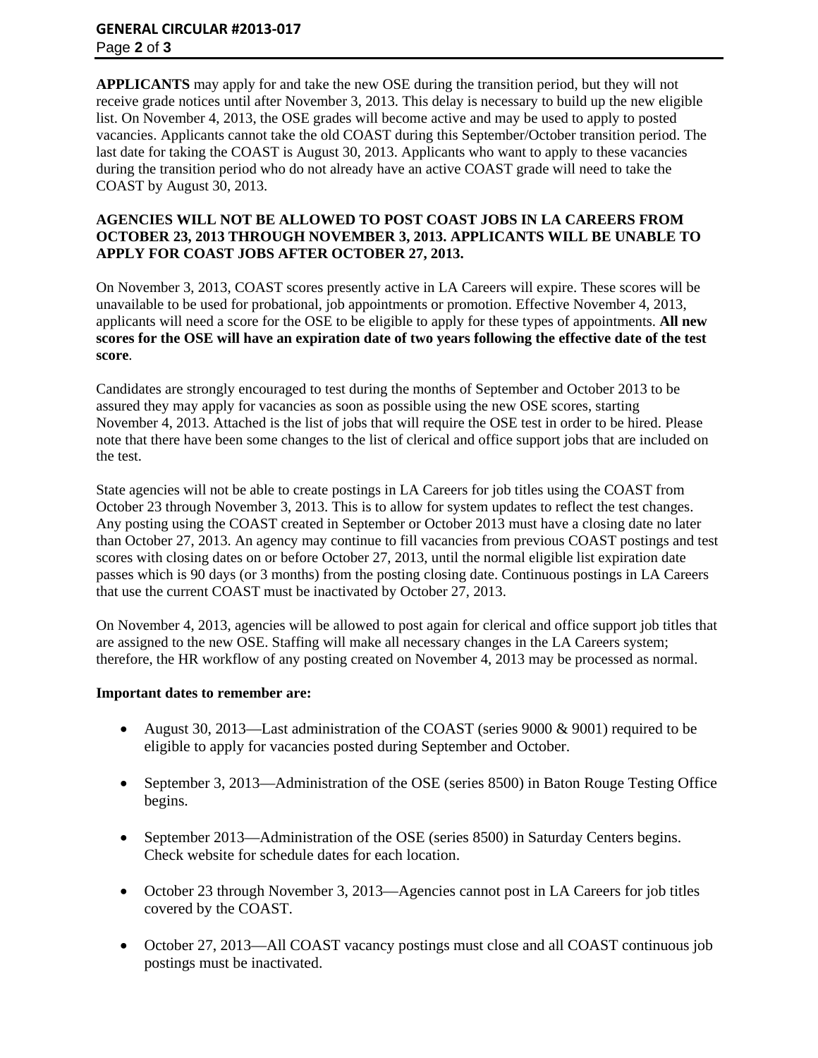**APPLICANTS** may apply for and take the new OSE during the transition period, but they will not receive grade notices until after November 3, 2013. This delay is necessary to build up the new eligible list. On November 4, 2013, the OSE grades will become active and may be used to apply to posted vacancies. Applicants cannot take the old COAST during this September/October transition period. The last date for taking the COAST is August 30, 2013. Applicants who want to apply to these vacancies during the transition period who do not already have an active COAST grade will need to take the COAST by August 30, 2013.

**AGENCIES WILL NOT BE ALLOWED TO POST COAST JOBS IN LA CAREERS FROM OCTOBER 23, 2013 THROUGH NOVEMBER 3, 2013. APPLICANTS WILL BE UNABLE TO APPLY FOR COAST JOBS AFTER OCTOBER 27, 2013.**

On November 3, 2013, COAST scores presently active in LA Careers will expire. These scores will be unavailable to be used for probational, job appointments or promotion. Effective November 4, 2013, applicants will need a score for the OSE to be eligible to apply for these types of appointments. **All new scores for the OSE will have an expiration date of two years following the effective date of the test score**.

Candidates are strongly encouraged to test during the months of September and October 2013 to be assured they may apply for vacancies as soon as possible using the new OSE scores, starting November 4, 2013. Attached is the list of jobs that will require the OSE test in order to be hired. Please note that there have been some changes to the list of clerical and office support jobs that are included on the test.

State agencies will not be able to create postings in LA Careers for job titles using the COAST from October 23 through November 3, 2013. This is to allow for system updates to reflect the test changes. Any posting using the COAST created in September or October 2013 must have a closing date no later than October 27, 2013. An agency may continue to fill vacancies from previous COAST postings and test scores with closing dates on or before October 27, 2013, until the normal eligible list expiration date passes which is 90 days (or 3 months) from the posting closing date. Continuous postings in LA Careers that use the current COAST must be inactivated by October 27, 2013.

On November 4, 2013, agencies will be allowed to post again for clerical and office support job titles that are assigned to the new OSE. Staffing will make all necessary changes in the LA Careers system; therefore, the HR workflow of any posting created on November 4, 2013 may be processed as normal.

**Important dates to remember are:**

- August 30, 2013—Last administration of the COAST (series 9000 & 9001) required to be eligible to apply for vacancies posted during September and October.
- September 3, 2013—Administration of the OSE (series 8500) in Baton Rouge Testing Office begins.
- September 2013—Administration of the OSE (series 8500) in Saturday Centers begins. Check website for schedule dates for each location.
- October 23 through November 3, 2013—Agencies cannot post in LA Careers for job titles covered by the COAST.
- October 27, 2013—All COAST vacancy postings must close and all COAST continuous job postings must be inactivated.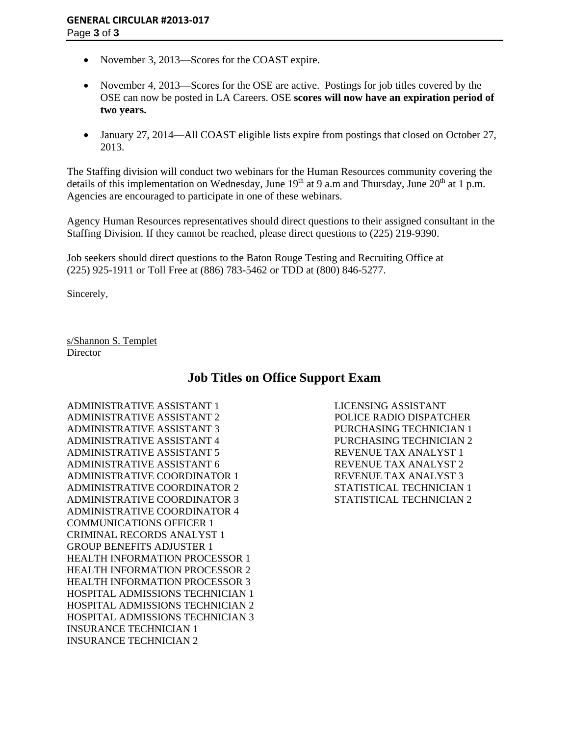- November 3, 2013—Scores for the COAST expire.
- November 4, 2013—Scores for the OSE are active. Postings for job titles covered by the OSE can now be posted in LA Careers. OSE **scores will now have an expiration period of two years.**
- January 27, 2014—All COAST eligible lists expire from postings that closed on October 27, 2013.

The Staffing division will conduct two webinars for the Human Resources community covering the details of this implementation on Wednesday, June 19th at 9 a.m and Thursday, June 20th at 1 p.m. Agencies are encouraged to participate in one of these webinars.

Agency Human Resources representatives should direct questions to their assigned consultant in the Staffing Division. If they cannot be reached, please direct questions to (225) 219-9390.

Job seekers should direct questions to the Baton Rouge Testing and Recruiting Office at (225) 925-1911 or Toll Free at (886) 783-5462 or TDD at (800) 846-5277.

Sincerely,

s/Shannon S. Templet
Director

## Job Titles on Office Support Exam

ADMINISTRATIVE ASSISTANT 1
ADMINISTRATIVE ASSISTANT 2
ADMINISTRATIVE ASSISTANT 3
ADMINISTRATIVE ASSISTANT 4
ADMINISTRATIVE ASSISTANT 5
ADMINISTRATIVE ASSISTANT 6
ADMINISTRATIVE COORDINATOR 1
ADMINISTRATIVE COORDINATOR 2
ADMINISTRATIVE COORDINATOR 3
ADMINISTRATIVE COORDINATOR 4
COMMUNICATIONS OFFICER 1
CRIMINAL RECORDS ANALYST 1
GROUP BENEFITS ADJUSTER 1
HEALTH INFORMATION PROCESSOR 1
HEALTH INFORMATION PROCESSOR 2
HEALTH INFORMATION PROCESSOR 3
HOSPITAL ADMISSIONS TECHNICIAN 1
HOSPITAL ADMISSIONS TECHNICIAN 2
HOSPITAL ADMISSIONS TECHNICIAN 3
INSURANCE TECHNICIAN 1
INSURANCE TECHNICIAN 2
LICENSING ASSISTANT
POLICE RADIO DISPATCHER
PURCHASING TECHNICIAN 1
PURCHASING TECHNICIAN 2
REVENUE TAX ANALYST 1
REVENUE TAX ANALYST 2
REVENUE TAX ANALYST 3
STATISTICAL TECHNICIAN 1
STATISTICAL TECHNICIAN 2